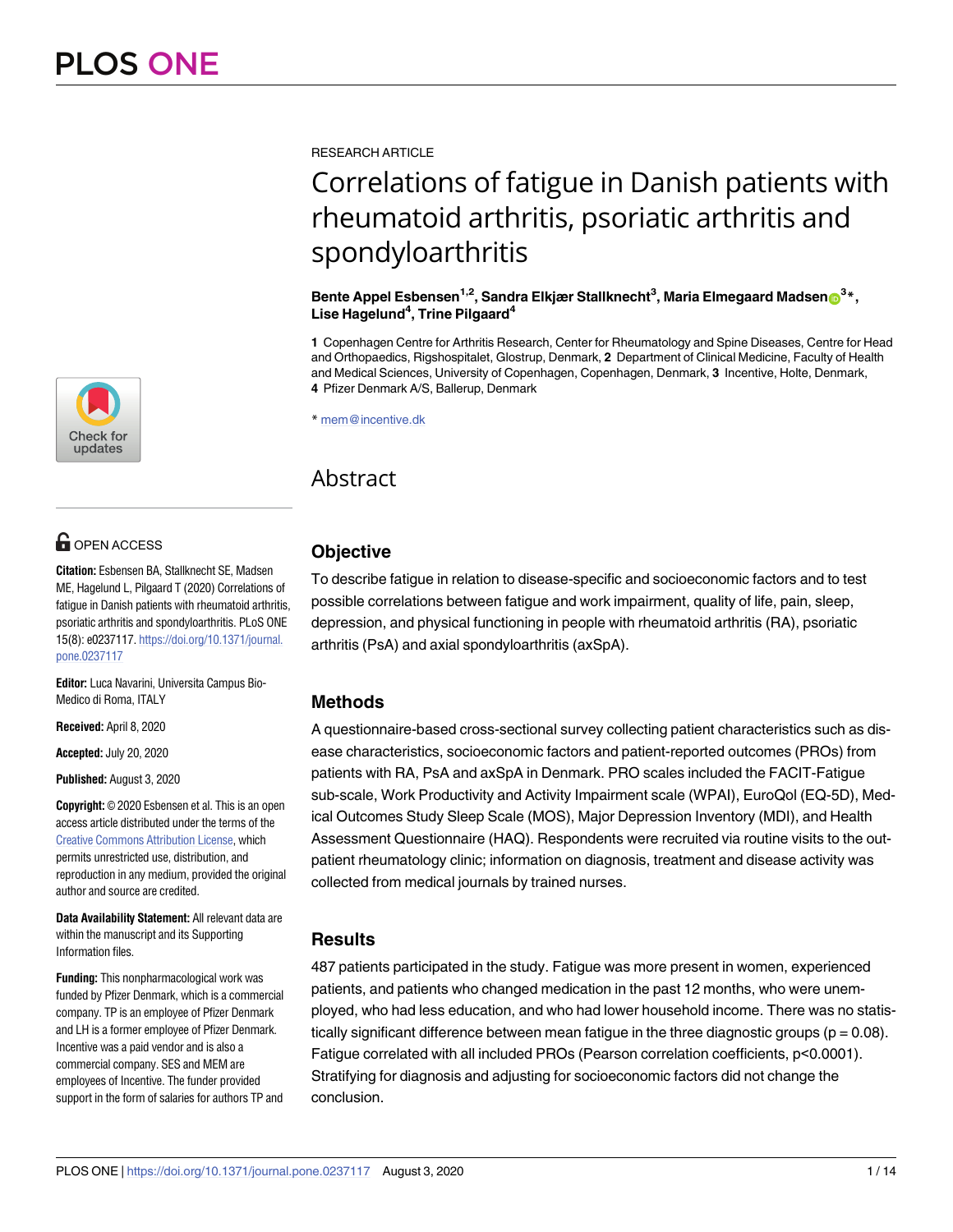RESEARCH ARTICLE

# Correlations of fatigue in Danish patients with rheumatoid arthritis, psoriatic arthritis and spondyloarthritis

**Bente Appel Esbensen[1,2], Sandra Elkjær Stallknecht[3], Maria Elmegaard Madsen[3]*, Lise Hagelund[4], Trine Pilgaard[4]**

**1** Copenhagen Centre for Arthritis Research, Center for Rheumatology and Spine Diseases, Centre for Head and Orthopaedics, Rigshospitalet, Glostrup, Denmark, **2** Department of Clinical Medicine, Faculty of Health and Medical Sciences, University of Copenhagen, Copenhagen, Denmark, **3** Incentive, Holte, Denmark, **4** Pfizer Denmark A/S, Ballerup, Denmark

* mem@incentive.dk

OPEN ACCESS

**Citation:** Esbensen BA, Stallknecht SE, Madsen ME, Hagelund L, Pilgaard T (2020) Correlations of fatigue in Danish patients with rheumatoid arthritis, psoriatic arthritis and spondyloarthritis. PLoS ONE 15(8): e0237117. https://doi.org/10.1371/journal.pone.0237117

**Editor:** Luca Navarini, Universita Campus Bio-Medico di Roma, ITALY

**Received:** April 8, 2020

**Accepted:** July 20, 2020

**Published:** August 3, 2020

**Copyright:** © 2020 Esbensen et al. This is an open access article distributed under the terms of the Creative Commons Attribution License, which permits unrestricted use, distribution, and reproduction in any medium, provided the original author and source are credited.

**Data Availability Statement:** All relevant data are within the manuscript and its Supporting Information files.

**Funding:** This nonpharmacological work was funded by Pfizer Denmark, which is a commercial company. TP is an employee of Pfizer Denmark and LH is a former employee of Pfizer Denmark. Incentive was a paid vendor and is also a commercial company. SES and MEM are employees of Incentive. The funder provided support in the form of salaries for authors TP and

## Abstract

### Objective

To describe fatigue in relation to disease-specific and socioeconomic factors and to test possible correlations between fatigue and work impairment, quality of life, pain, sleep, depression, and physical functioning in people with rheumatoid arthritis (RA), psoriatic arthritis (PsA) and axial spondyloarthritis (axSpA).

### Methods

A questionnaire-based cross-sectional survey collecting patient characteristics such as disease characteristics, socioeconomic factors and patient-reported outcomes (PROs) from patients with RA, PsA and axSpA in Denmark. PRO scales included the FACIT-Fatigue sub-scale, Work Productivity and Activity Impairment scale (WPAI), EuroQol (EQ-5D), Medical Outcomes Study Sleep Scale (MOS), Major Depression Inventory (MDI), and Health Assessment Questionnaire (HAQ). Respondents were recruited via routine visits to the outpatient rheumatology clinic; information on diagnosis, treatment and disease activity was collected from medical journals by trained nurses.

### Results

487 patients participated in the study. Fatigue was more present in women, experienced patients, and patients who changed medication in the past 12 months, who were unemployed, who had less education, and who had lower household income. There was no statistically significant difference between mean fatigue in the three diagnostic groups ($p = 0.08$). Fatigue correlated with all included PROs (Pearson correlation coefficients, $p<0.0001$). Stratifying for diagnosis and adjusting for socioeconomic factors did not change the conclusion.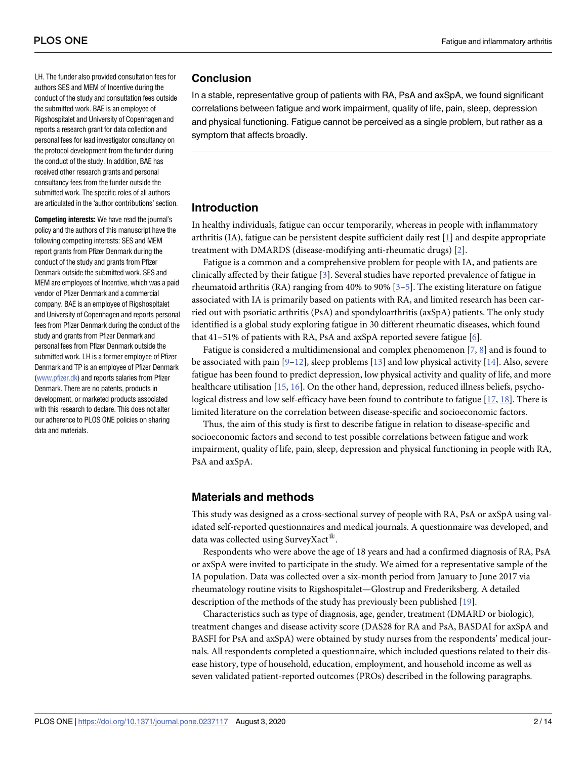LH. The funder also provided consultation fees for authors SES and MEM of Incentive during the conduct of the study and consultation fees outside the submitted work. BAE is an employee of Rigshospitalet and University of Copenhagen and reports a research grant for data collection and personal fees for lead investigator consultancy on the protocol development from the funder during the conduct of the study. In addition, BAE has received other research grants and personal consultancy fees from the funder outside the submitted work. The specific roles of all authors are articulated in the 'author contributions' section.

**Competing interests:** We have read the journal's policy and the authors of this manuscript have the following competing interests: SES and MEM report grants from Pfizer Denmark during the conduct of the study and grants from Pfizer Denmark outside the submitted work. SES and MEM are employees of Incentive, which was a paid vendor of Pfizer Denmark and a commercial company. BAE is an employee of Rigshospitalet and University of Copenhagen and reports personal fees from Pfizer Denmark during the conduct of the study and grants from Pfizer Denmark and personal fees from Pfizer Denmark outside the submitted work. LH is a former employee of Pfizer Denmark and TP is an employee of Pfizer Denmark (www.pfizer.dk) and reports salaries from Pfizer Denmark. There are no patents, products in development, or marketed products associated with this research to declare. This does not alter our adherence to PLOS ONE policies on sharing data and materials.

## Conclusion

In a stable, representative group of patients with RA, PsA and axSpA, we found significant correlations between fatigue and work impairment, quality of life, pain, sleep, depression and physical functioning. Fatigue cannot be perceived as a single problem, but rather as a symptom that affects broadly.

## Introduction

In healthy individuals, fatigue can occur temporarily, whereas in people with inflammatory arthritis (IA), fatigue can be persistent despite sufficient daily rest [1] and despite appropriate treatment with DMARDS (disease-modifying anti-rheumatic drugs) [2].

Fatigue is a common and a comprehensive problem for people with IA, and patients are clinically affected by their fatigue [3]. Several studies have reported prevalence of fatigue in rheumatoid arthritis (RA) ranging from 40% to 90% [3–5]. The existing literature on fatigue associated with IA is primarily based on patients with RA, and limited research has been carried out with psoriatic arthritis (PsA) and spondyloarthritis (axSpA) patients. The only study identified is a global study exploring fatigue in 30 different rheumatic diseases, which found that 41–51% of patients with RA, PsA and axSpA reported severe fatigue [6].

Fatigue is considered a multidimensional and complex phenomenon [7, 8] and is found to be associated with pain [9–12], sleep problems [13] and low physical activity [14]. Also, severe fatigue has been found to predict depression, low physical activity and quality of life, and more healthcare utilisation [15, 16]. On the other hand, depression, reduced illness beliefs, psychological distress and low self-efficacy have been found to contribute to fatigue [17, 18]. There is limited literature on the correlation between disease-specific and socioeconomic factors.

Thus, the aim of this study is first to describe fatigue in relation to disease-specific and socioeconomic factors and second to test possible correlations between fatigue and work impairment, quality of life, pain, sleep, depression and physical functioning in people with RA, PsA and axSpA.

## Materials and methods

This study was designed as a cross-sectional survey of people with RA, PsA or axSpA using validated self-reported questionnaires and medical journals. A questionnaire was developed, and data was collected using SurveyXact®.

Respondents who were above the age of 18 years and had a confirmed diagnosis of RA, PsA or axSpA were invited to participate in the study. We aimed for a representative sample of the IA population. Data was collected over a six-month period from January to June 2017 via rheumatology routine visits to Rigshospitalet—Glostrup and Frederiksberg. A detailed description of the methods of the study has previously been published [19].

Characteristics such as type of diagnosis, age, gender, treatment (DMARD or biologic), treatment changes and disease activity score (DAS28 for RA and PsA, BASDAI for axSpA and BASFI for PsA and axSpA) were obtained by study nurses from the respondents' medical journals. All respondents completed a questionnaire, which included questions related to their disease history, type of household, education, employment, and household income as well as seven validated patient-reported outcomes (PROs) described in the following paragraphs.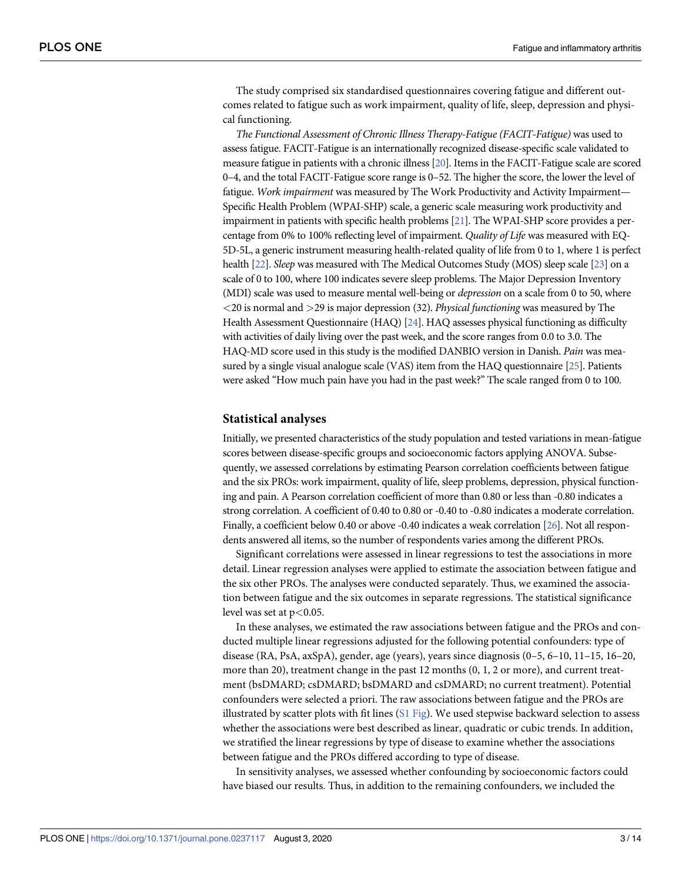The study comprised six standardised questionnaires covering fatigue and different outcomes related to fatigue such as work impairment, quality of life, sleep, depression and physical functioning.

*The Functional Assessment of Chronic Illness Therapy-Fatigue (FACIT-Fatigue)* was used to assess fatigue. FACIT-Fatigue is an internationally recognized disease-specific scale validated to measure fatigue in patients with a chronic illness [20]. Items in the FACIT-Fatigue scale are scored 0–4, and the total FACIT-Fatigue score range is 0–52. The higher the score, the lower the level of fatigue. *Work impairment* was measured by The Work Productivity and Activity Impairment—Specific Health Problem (WPAI-SHP) scale, a generic scale measuring work productivity and impairment in patients with specific health problems [21]. The WPAI-SHP score provides a percentage from 0% to 100% reflecting level of impairment. *Quality of Life* was measured with EQ-5D-5L, a generic instrument measuring health-related quality of life from 0 to 1, where 1 is perfect health [22]. *Sleep* was measured with The Medical Outcomes Study (MOS) sleep scale [23] on a scale of 0 to 100, where 100 indicates severe sleep problems. The Major Depression Inventory (MDI) scale was used to measure mental well-being or *depression* on a scale from 0 to 50, where <20 is normal and >29 is major depression (32). *Physical functioning* was measured by The Health Assessment Questionnaire (HAQ) [24]. HAQ assesses physical functioning as difficulty with activities of daily living over the past week, and the score ranges from 0.0 to 3.0. The HAQ-MD score used in this study is the modified DANBIO version in Danish. *Pain* was measured by a single visual analogue scale (VAS) item from the HAQ questionnaire [25]. Patients were asked "How much pain have you had in the past week?" The scale ranged from 0 to 100.

## Statistical analyses

Initially, we presented characteristics of the study population and tested variations in mean-fatigue scores between disease-specific groups and socioeconomic factors applying ANOVA. Subsequently, we assessed correlations by estimating Pearson correlation coefficients between fatigue and the six PROs: work impairment, quality of life, sleep problems, depression, physical functioning and pain. A Pearson correlation coefficient of more than 0.80 or less than -0.80 indicates a strong correlation. A coefficient of 0.40 to 0.80 or -0.40 to -0.80 indicates a moderate correlation. Finally, a coefficient below 0.40 or above -0.40 indicates a weak correlation [26]. Not all respondents answered all items, so the number of respondents varies among the different PROs.

Significant correlations were assessed in linear regressions to test the associations in more detail. Linear regression analyses were applied to estimate the association between fatigue and the six other PROs. The analyses were conducted separately. Thus, we examined the association between fatigue and the six outcomes in separate regressions. The statistical significance level was set at $p<0.05$.

In these analyses, we estimated the raw associations between fatigue and the PROs and conducted multiple linear regressions adjusted for the following potential confounders: type of disease (RA, PsA, axSpA), gender, age (years), years since diagnosis (0–5, 6–10, 11–15, 16–20, more than 20), treatment change in the past 12 months (0, 1, 2 or more), and current treatment (bsDMARD; csDMARD; bsDMARD and csDMARD; no current treatment). Potential confounders were selected a priori. The raw associations between fatigue and the PROs are illustrated by scatter plots with fit lines (S1 Fig). We used stepwise backward selection to assess whether the associations were best described as linear, quadratic or cubic trends. In addition, we stratified the linear regressions by type of disease to examine whether the associations between fatigue and the PROs differed according to type of disease.

In sensitivity analyses, we assessed whether confounding by socioeconomic factors could have biased our results. Thus, in addition to the remaining confounders, we included the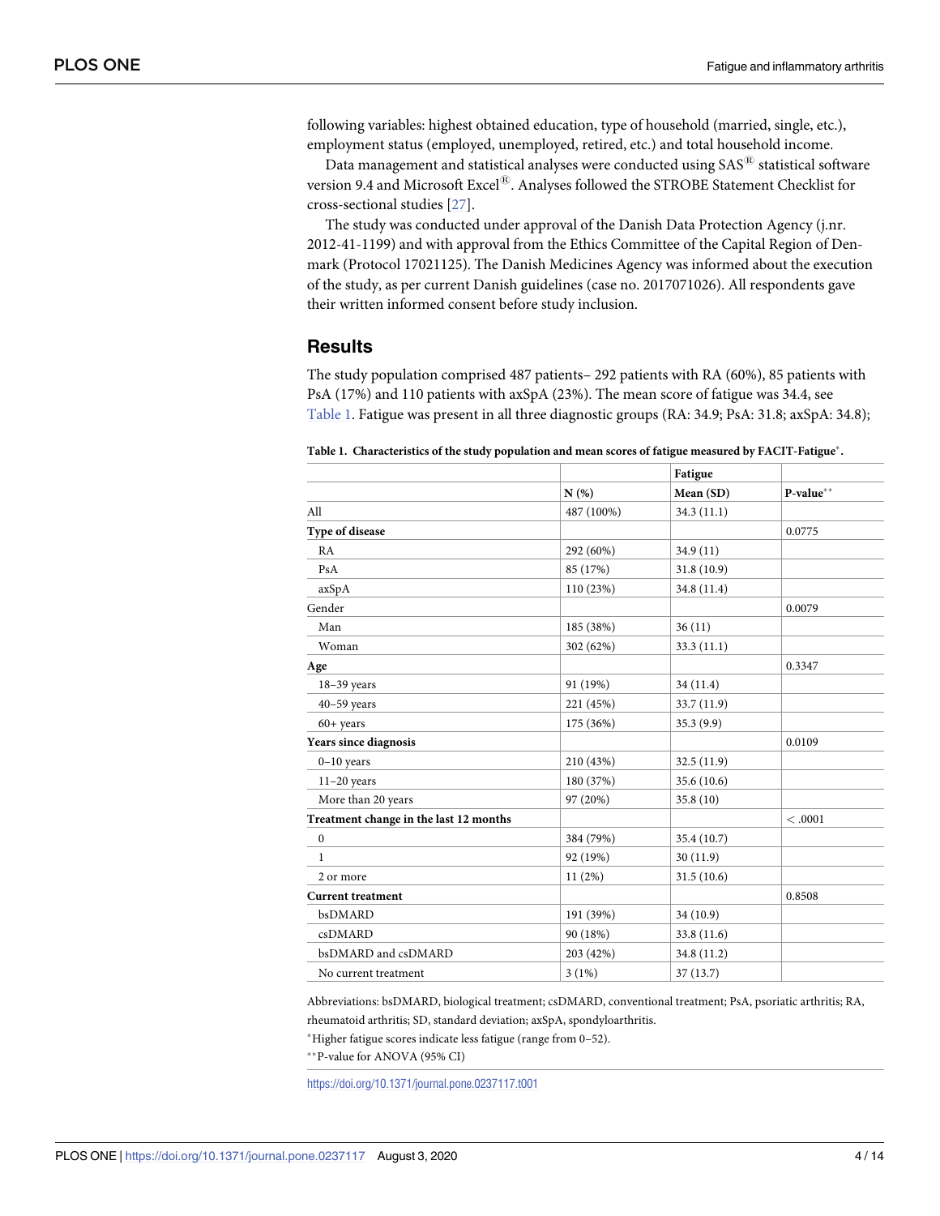following variables: highest obtained education, type of household (married, single, etc.), employment status (employed, unemployed, retired, etc.) and total household income.

Data management and statistical analyses were conducted using SAS® statistical software version 9.4 and Microsoft Excel®. Analyses followed the STROBE Statement Checklist for cross-sectional studies [27].

The study was conducted under approval of the Danish Data Protection Agency (j.nr. 2012-41-1199) and with approval from the Ethics Committee of the Capital Region of Denmark (Protocol 17021125). The Danish Medicines Agency was informed about the execution of the study, as per current Danish guidelines (case no. 2017071026). All respondents gave their written informed consent before study inclusion.

## Results

The study population comprised 487 patients– 292 patients with RA (60%), 85 patients with PsA (17%) and 110 patients with axSpA (23%). The mean score of fatigue was 34.4, see Table 1. Fatigue was present in all three diagnostic groups (RA: 34.9; PsA: 31.8; axSpA: 34.8);

**Table 1. Characteristics of the study population and mean scores of fatigue measured by FACIT-Fatigue*.**

| | | Fatigue | |
|---|---|---|---|
| | **N (%)** | **Mean (SD)** | **P-value**** |
| All | 487 (100%) | 34.3 (11.1) | |
| **Type of disease** | | | 0.0775 |
| RA | 292 (60%) | 34.9 (11) | |
| PsA | 85 (17%) | 31.8 (10.9) | |
| axSpA | 110 (23%) | 34.8 (11.4) | |
| Gender | | | 0.0079 |
| Man | 185 (38%) | 36 (11) | |
| Woman | 302 (62%) | 33.3 (11.1) | |
| **Age** | | | 0.3347 |
| 18–39 years | 91 (19%) | 34 (11.4) | |
| 40–59 years | 221 (45%) | 33.7 (11.9) | |
| 60+ years | 175 (36%) | 35.3 (9.9) | |
| **Years since diagnosis** | | | 0.0109 |
| 0–10 years | 210 (43%) | 32.5 (11.9) | |
| 11–20 years | 180 (37%) | 35.6 (10.6) | |
| More than 20 years | 97 (20%) | 35.8 (10) | |
| **Treatment change in the last 12 months** | | | < .0001 |
| 0 | 384 (79%) | 35.4 (10.7) | |
| 1 | 92 (19%) | 30 (11.9) | |
| 2 or more | 11 (2%) | 31.5 (10.6) | |
| **Current treatment** | | | 0.8508 |
| bsDMARD | 191 (39%) | 34 (10.9) | |
| csDMARD | 90 (18%) | 33.8 (11.6) | |
| bsDMARD and csDMARD | 203 (42%) | 34.8 (11.2) | |
| No current treatment | 3 (1%) | 37 (13.7) | |

Abbreviations: bsDMARD, biological treatment; csDMARD, conventional treatment; PsA, psoriatic arthritis; RA, rheumatoid arthritis; SD, standard deviation; axSpA, spondyloarthritis.

*Higher fatigue scores indicate less fatigue (range from 0–52).

**P-value for ANOVA (95% CI)

https://doi.org/10.1371/journal.pone.0237117.t001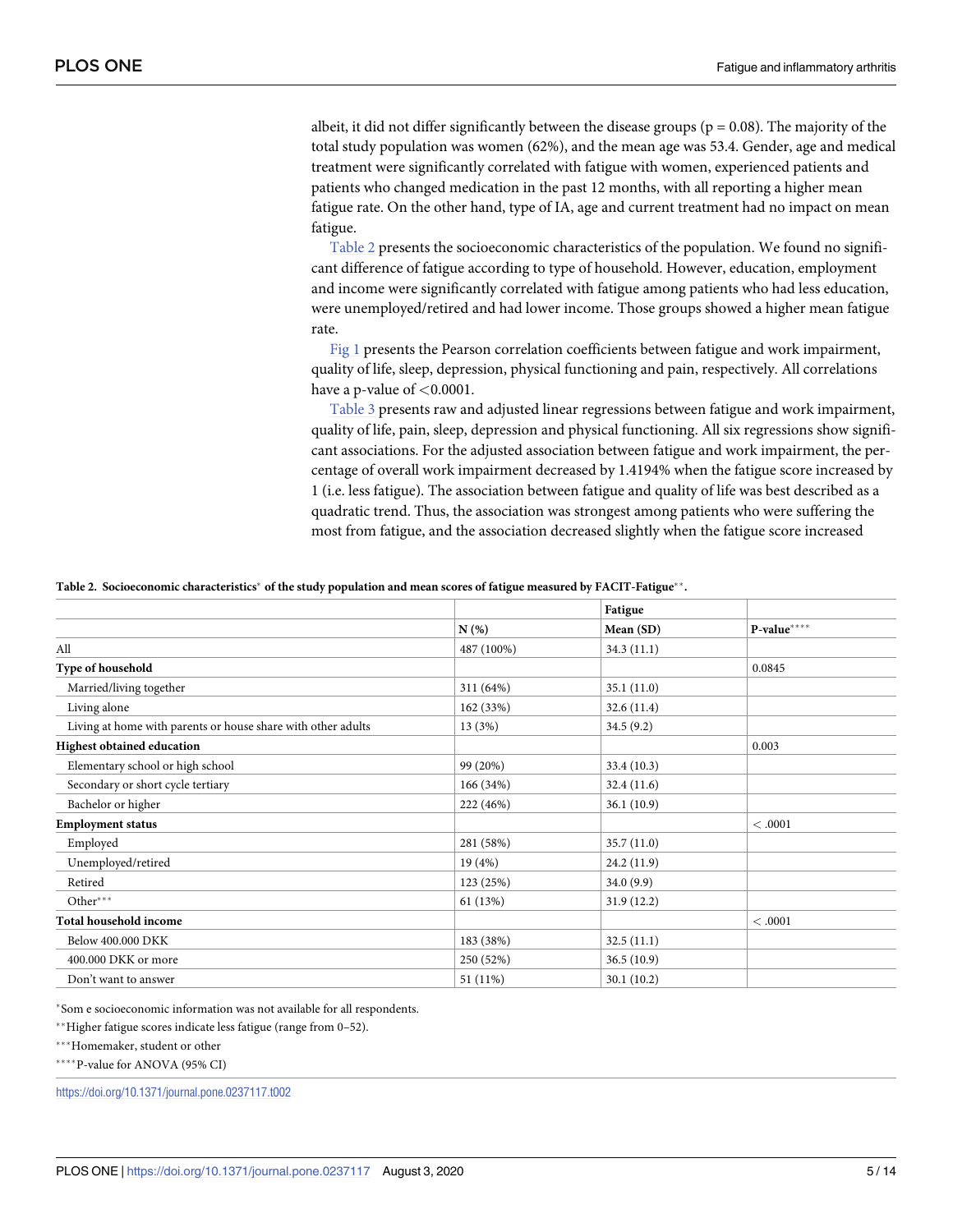albeit, it did not differ significantly between the disease groups (p = 0.08). The majority of the total study population was women (62%), and the mean age was 53.4. Gender, age and medical treatment were significantly correlated with fatigue with women, experienced patients and patients who changed medication in the past 12 months, with all reporting a higher mean fatigue rate. On the other hand, type of IA, age and current treatment had no impact on mean fatigue.

Table 2 presents the socioeconomic characteristics of the population. We found no significant difference of fatigue according to type of household. However, education, employment and income were significantly correlated with fatigue among patients who had less education, were unemployed/retired and had lower income. Those groups showed a higher mean fatigue rate.

Fig 1 presents the Pearson correlation coefficients between fatigue and work impairment, quality of life, sleep, depression, physical functioning and pain, respectively. All correlations have a p-value of <0.0001.

Table 3 presents raw and adjusted linear regressions between fatigue and work impairment, quality of life, pain, sleep, depression and physical functioning. All six regressions show significant associations. For the adjusted association between fatigue and work impairment, the percentage of overall work impairment decreased by 1.4194% when the fatigue score increased by 1 (i.e. less fatigue). The association between fatigue and quality of life was best described as a quadratic trend. Thus, the association was strongest among patients who were suffering the most from fatigue, and the association decreased slightly when the fatigue score increased

**Table 2. Socioeconomic characteristics* of the study population and mean scores of fatigue measured by FACIT-Fatigue**.**

| | | Fatigue | |
|---|---|---|---|
| | N (%) | Mean (SD) | P-value**** |
| All | 487 (100%) | 34.3 (11.1) | |
| **Type of household** | | | 0.0845 |
| Married/living together | 311 (64%) | 35.1 (11.0) | |
| Living alone | 162 (33%) | 32.6 (11.4) | |
| Living at home with parents or house share with other adults | 13 (3%) | 34.5 (9.2) | |
| **Highest obtained education** | | | 0.003 |
| Elementary school or high school | 99 (20%) | 33.4 (10.3) | |
| Secondary or short cycle tertiary | 166 (34%) | 32.4 (11.6) | |
| Bachelor or higher | 222 (46%) | 36.1 (10.9) | |
| **Employment status** | | | < .0001 |
| Employed | 281 (58%) | 35.7 (11.0) | |
| Unemployed/retired | 19 (4%) | 24.2 (11.9) | |
| Retired | 123 (25%) | 34.0 (9.9) | |
| Other*** | 61 (13%) | 31.9 (12.2) | |
| **Total household income** | | | < .0001 |
| Below 400.000 DKK | 183 (38%) | 32.5 (11.1) | |
| 400.000 DKK or more | 250 (52%) | 36.5 (10.9) | |
| Don't want to answer | 51 (11%) | 30.1 (10.2) | |

*Som e socioeconomic information was not available for all respondents.

**Higher fatigue scores indicate less fatigue (range from 0–52).

***Homemaker, student or other

****P-value for ANOVA (95% CI)

https://doi.org/10.1371/journal.pone.0237117.t002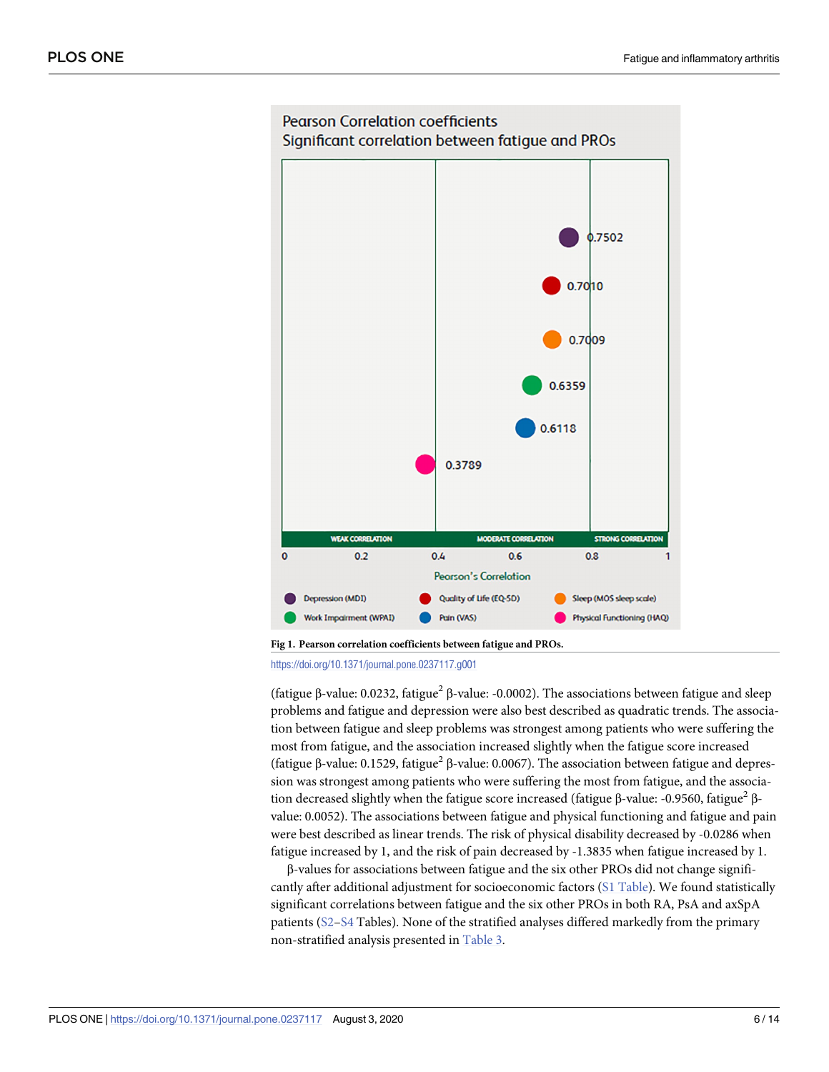Fig 1. Pearson correlation coefficients between fatigue and PROs.

https://doi.org/10.1371/journal.pone.0237117.g001

(fatigue β-value: 0.0232, fatigue$^2$ β-value: -0.0002). The associations between fatigue and sleep problems and fatigue and depression were also best described as quadratic trends. The association between fatigue and sleep problems was strongest among patients who were suffering the most from fatigue, and the association increased slightly when the fatigue score increased (fatigue β-value: 0.1529, fatigue$^2$ β-value: 0.0067). The association between fatigue and depression was strongest among patients who were suffering the most from fatigue, and the association decreased slightly when the fatigue score increased (fatigue β-value: -0.9560, fatigue$^2$ β-value: 0.0052). The associations between fatigue and physical functioning and fatigue and pain were best described as linear trends. The risk of physical disability decreased by -0.0286 when fatigue increased by 1, and the risk of pain decreased by -1.3835 when fatigue increased by 1.

β-values for associations between fatigue and the six other PROs did not change significantly after additional adjustment for socioeconomic factors (S1 Table). We found statistically significant correlations between fatigue and the six other PROs in both RA, PsA and axSpA patients (S2–S4 Tables). None of the stratified analyses differed markedly from the primary non-stratified analysis presented in Table 3.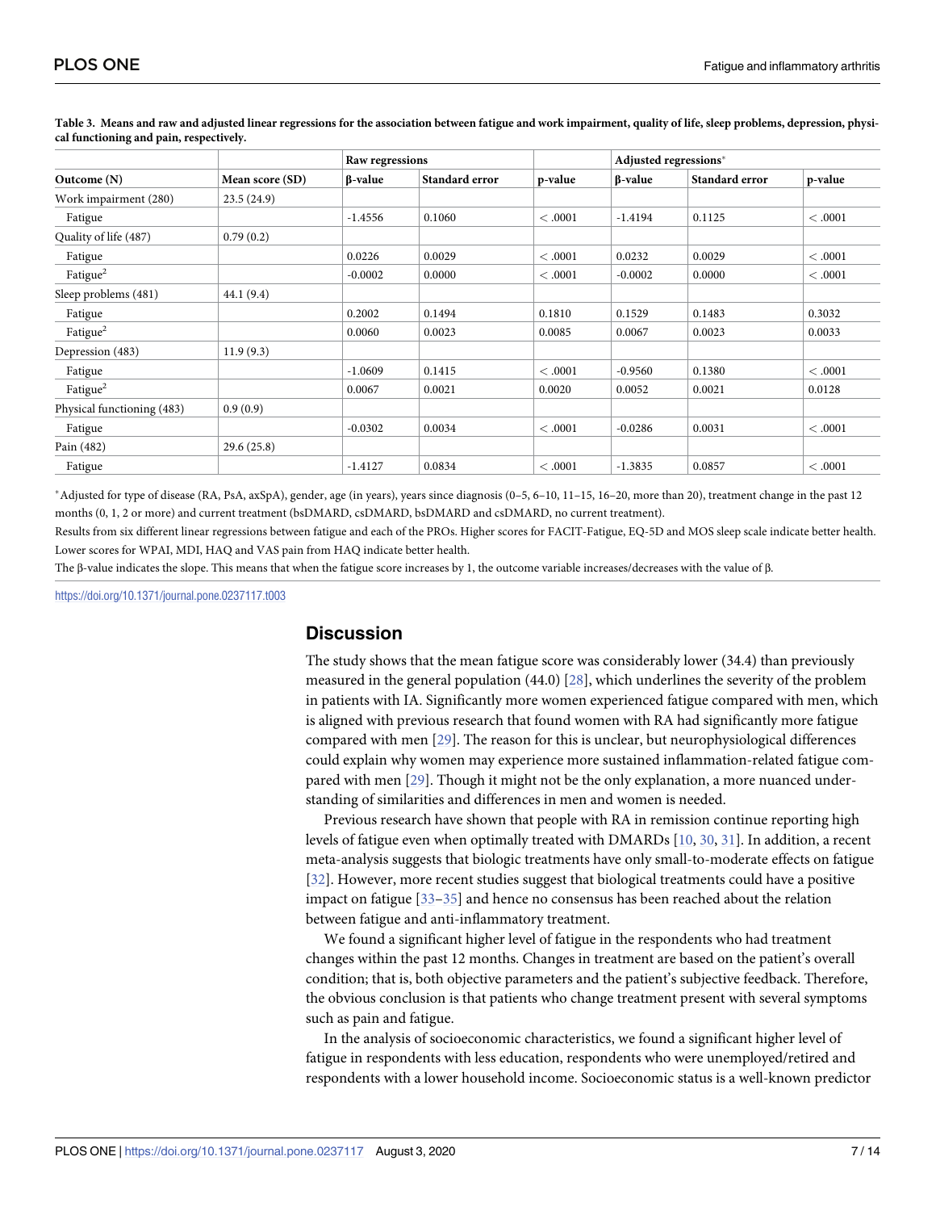**Table 3. Means and raw and adjusted linear regressions for the association between fatigue and work impairment, quality of life, sleep problems, depression, physical functioning and pain, respectively.**

| | | Raw regressions | | | Adjusted regressions* | | |
|---|---|---|---|---|---|---|---|
| Outcome (N) | Mean score (SD) | β-value | Standard error | p-value | β-value | Standard error | p-value |
| Work impairment (280) | 23.5 (24.9) | | | | | | |
| Fatigue | | -1.4556 | 0.1060 | < .0001 | -1.4194 | 0.1125 | < .0001 |
| Quality of life (487) | 0.79 (0.2) | | | | | | |
| Fatigue | | 0.0226 | 0.0029 | < .0001 | 0.0232 | 0.0029 | < .0001 |
| Fatigue$^2$ | | -0.0002 | 0.0000 | < .0001 | -0.0002 | 0.0000 | < .0001 |
| Sleep problems (481) | 44.1 (9.4) | | | | | | |
| Fatigue | | 0.2002 | 0.1494 | 0.1810 | 0.1529 | 0.1483 | 0.3032 |
| Fatigue$^2$ | | 0.0060 | 0.0023 | 0.0085 | 0.0067 | 0.0023 | 0.0033 |
| Depression (483) | 11.9 (9.3) | | | | | | |
| Fatigue | | -1.0609 | 0.1415 | < .0001 | -0.9560 | 0.1380 | < .0001 |
| Fatigue$^2$ | | 0.0067 | 0.0021 | 0.0020 | 0.0052 | 0.0021 | 0.0128 |
| Physical functioning (483) | 0.9 (0.9) | | | | | | |
| Fatigue | | -0.0302 | 0.0034 | < .0001 | -0.0286 | 0.0031 | < .0001 |
| Pain (482) | 29.6 (25.8) | | | | | | |
| Fatigue | | -1.4127 | 0.0834 | < .0001 | -1.3835 | 0.0857 | < .0001 |

*Adjusted for type of disease (RA, PsA, axSpA), gender, age (in years), years since diagnosis (0–5, 6–10, 11–15, 16–20, more than 20), treatment change in the past 12 months (0, 1, 2 or more) and current treatment (bsDMARD, csDMARD, bsDMARD and csDMARD, no current treatment).

Results from six different linear regressions between fatigue and each of the PROs. Higher scores for FACIT-Fatigue, EQ-5D and MOS sleep scale indicate better health. Lower scores for WPAI, MDI, HAQ and VAS pain from HAQ indicate better health.

The β-value indicates the slope. This means that when the fatigue score increases by 1, the outcome variable increases/decreases with the value of β.

https://doi.org/10.1371/journal.pone.0237117.t003

## Discussion

The study shows that the mean fatigue score was considerably lower (34.4) than previously measured in the general population (44.0) [28], which underlines the severity of the problem in patients with IA. Significantly more women experienced fatigue compared with men, which is aligned with previous research that found women with RA had significantly more fatigue compared with men [29]. The reason for this is unclear, but neurophysiological differences could explain why women may experience more sustained inflammation-related fatigue compared with men [29]. Though it might not be the only explanation, a more nuanced understanding of similarities and differences in men and women is needed.

Previous research have shown that people with RA in remission continue reporting high levels of fatigue even when optimally treated with DMARDs [10, 30, 31]. In addition, a recent meta-analysis suggests that biologic treatments have only small-to-moderate effects on fatigue [32]. However, more recent studies suggest that biological treatments could have a positive impact on fatigue [33–35] and hence no consensus has been reached about the relation between fatigue and anti-inflammatory treatment.

We found a significant higher level of fatigue in the respondents who had treatment changes within the past 12 months. Changes in treatment are based on the patient's overall condition; that is, both objective parameters and the patient's subjective feedback. Therefore, the obvious conclusion is that patients who change treatment present with several symptoms such as pain and fatigue.

In the analysis of socioeconomic characteristics, we found a significant higher level of fatigue in respondents with less education, respondents who were unemployed/retired and respondents with a lower household income. Socioeconomic status is a well-known predictor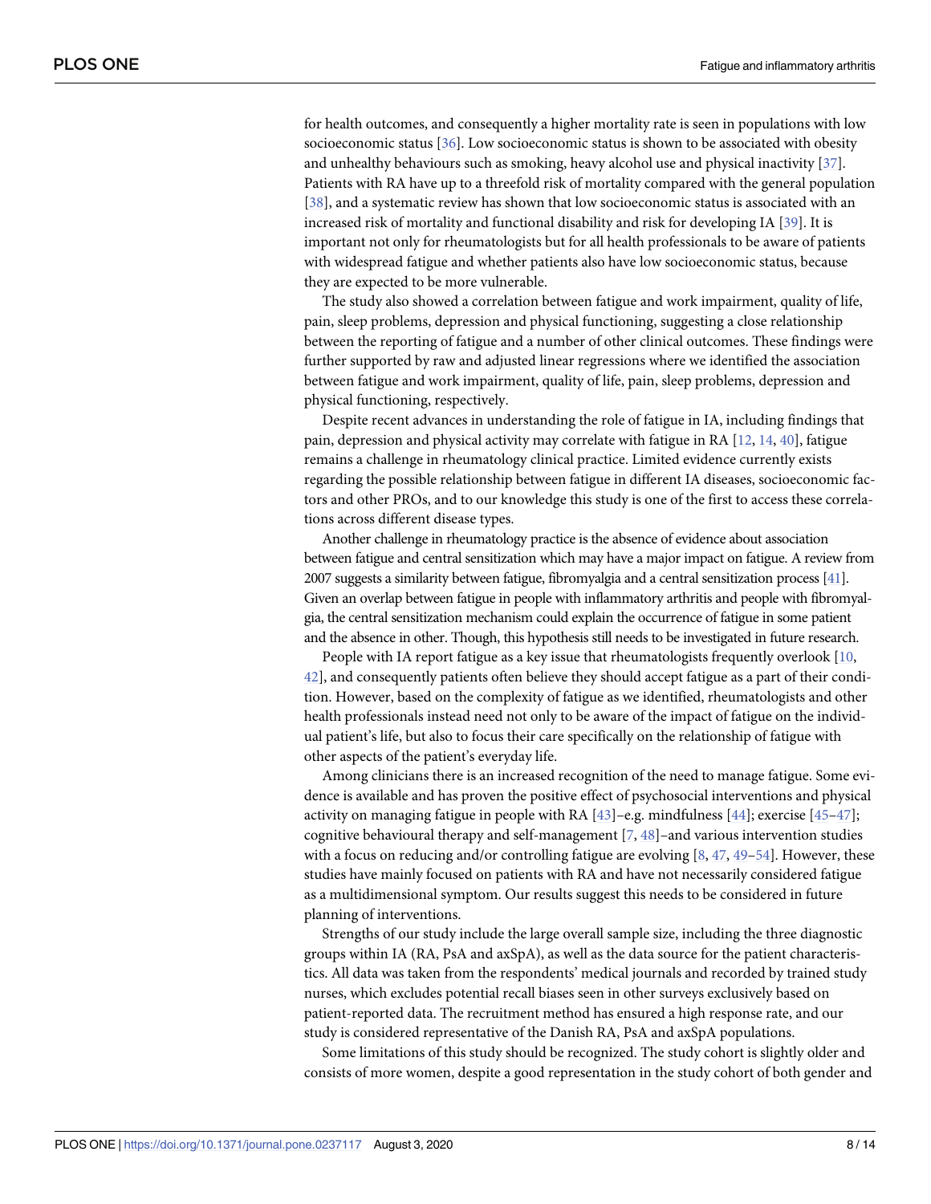for health outcomes, and consequently a higher mortality rate is seen in populations with low socioeconomic status [36]. Low socioeconomic status is shown to be associated with obesity and unhealthy behaviours such as smoking, heavy alcohol use and physical inactivity [37]. Patients with RA have up to a threefold risk of mortality compared with the general population [38], and a systematic review has shown that low socioeconomic status is associated with an increased risk of mortality and functional disability and risk for developing IA [39]. It is important not only for rheumatologists but for all health professionals to be aware of patients with widespread fatigue and whether patients also have low socioeconomic status, because they are expected to be more vulnerable.

The study also showed a correlation between fatigue and work impairment, quality of life, pain, sleep problems, depression and physical functioning, suggesting a close relationship between the reporting of fatigue and a number of other clinical outcomes. These findings were further supported by raw and adjusted linear regressions where we identified the association between fatigue and work impairment, quality of life, pain, sleep problems, depression and physical functioning, respectively.

Despite recent advances in understanding the role of fatigue in IA, including findings that pain, depression and physical activity may correlate with fatigue in RA [12, 14, 40], fatigue remains a challenge in rheumatology clinical practice. Limited evidence currently exists regarding the possible relationship between fatigue in different IA diseases, socioeconomic factors and other PROs, and to our knowledge this study is one of the first to access these correlations across different disease types.

Another challenge in rheumatology practice is the absence of evidence about association between fatigue and central sensitization which may have a major impact on fatigue. A review from 2007 suggests a similarity between fatigue, fibromyalgia and a central sensitization process [41]. Given an overlap between fatigue in people with inflammatory arthritis and people with fibromyalgia, the central sensitization mechanism could explain the occurrence of fatigue in some patient and the absence in other. Though, this hypothesis still needs to be investigated in future research.

People with IA report fatigue as a key issue that rheumatologists frequently overlook [10, 42], and consequently patients often believe they should accept fatigue as a part of their condition. However, based on the complexity of fatigue as we identified, rheumatologists and other health professionals instead need not only to be aware of the impact of fatigue on the individual patient's life, but also to focus their care specifically on the relationship of fatigue with other aspects of the patient's everyday life.

Among clinicians there is an increased recognition of the need to manage fatigue. Some evidence is available and has proven the positive effect of psychosocial interventions and physical activity on managing fatigue in people with RA [43]–e.g. mindfulness [44]; exercise [45–47]; cognitive behavioural therapy and self-management [7, 48]–and various intervention studies with a focus on reducing and/or controlling fatigue are evolving [8, 47, 49–54]. However, these studies have mainly focused on patients with RA and have not necessarily considered fatigue as a multidimensional symptom. Our results suggest this needs to be considered in future planning of interventions.

Strengths of our study include the large overall sample size, including the three diagnostic groups within IA (RA, PsA and axSpA), as well as the data source for the patient characteristics. All data was taken from the respondents' medical journals and recorded by trained study nurses, which excludes potential recall biases seen in other surveys exclusively based on patient-reported data. The recruitment method has ensured a high response rate, and our study is considered representative of the Danish RA, PsA and axSpA populations.

Some limitations of this study should be recognized. The study cohort is slightly older and consists of more women, despite a good representation in the study cohort of both gender and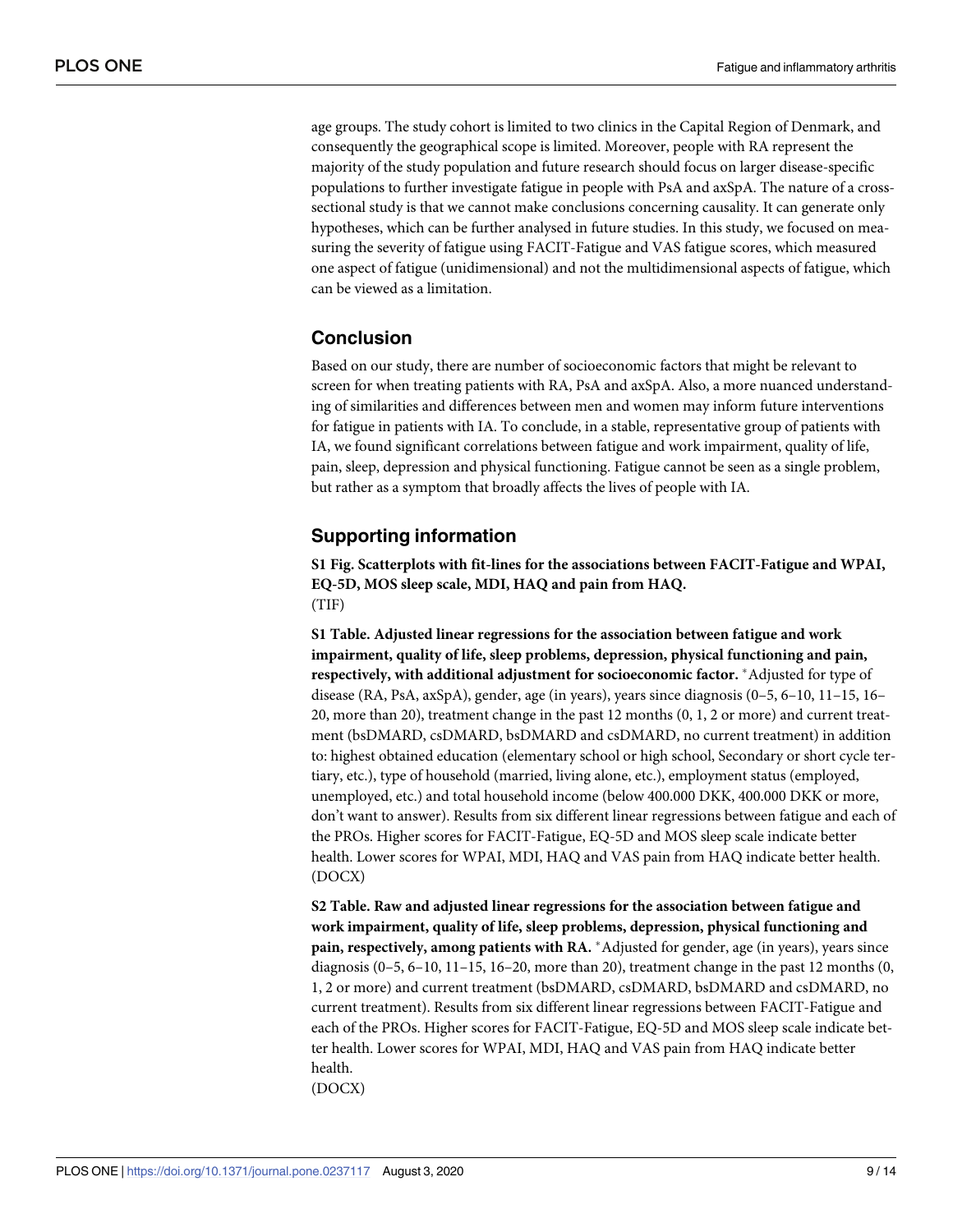age groups. The study cohort is limited to two clinics in the Capital Region of Denmark, and consequently the geographical scope is limited. Moreover, people with RA represent the majority of the study population and future research should focus on larger disease-specific populations to further investigate fatigue in people with PsA and axSpA. The nature of a cross-sectional study is that we cannot make conclusions concerning causality. It can generate only hypotheses, which can be further analysed in future studies. In this study, we focused on measuring the severity of fatigue using FACIT-Fatigue and VAS fatigue scores, which measured one aspect of fatigue (unidimensional) and not the multidimensional aspects of fatigue, which can be viewed as a limitation.

## Conclusion

Based on our study, there are number of socioeconomic factors that might be relevant to screen for when treating patients with RA, PsA and axSpA. Also, a more nuanced understanding of similarities and differences between men and women may inform future interventions for fatigue in patients with IA. To conclude, in a stable, representative group of patients with IA, we found significant correlations between fatigue and work impairment, quality of life, pain, sleep, depression and physical functioning. Fatigue cannot be seen as a single problem, but rather as a symptom that broadly affects the lives of people with IA.

## Supporting information

**S1 Fig. Scatterplots with fit-lines for the associations between FACIT-Fatigue and WPAI, EQ-5D, MOS sleep scale, MDI, HAQ and pain from HAQ.**
(TIF)

**S1 Table. Adjusted linear regressions for the association between fatigue and work impairment, quality of life, sleep problems, depression, physical functioning and pain, respectively, with additional adjustment for socioeconomic factor.** *Adjusted for type of disease (RA, PsA, axSpA), gender, age (in years), years since diagnosis (0–5, 6–10, 11–15, 16–20, more than 20), treatment change in the past 12 months (0, 1, 2 or more) and current treatment (bsDMARD, csDMARD, bsDMARD and csDMARD, no current treatment) in addition to: highest obtained education (elementary school or high school, Secondary or short cycle tertiary, etc.), type of household (married, living alone, etc.), employment status (employed, unemployed, etc.) and total household income (below 400.000 DKK, 400.000 DKK or more, don't want to answer). Results from six different linear regressions between fatigue and each of the PROs. Higher scores for FACIT-Fatigue, EQ-5D and MOS sleep scale indicate better health. Lower scores for WPAI, MDI, HAQ and VAS pain from HAQ indicate better health.
(DOCX)

**S2 Table. Raw and adjusted linear regressions for the association between fatigue and work impairment, quality of life, sleep problems, depression, physical functioning and pain, respectively, among patients with RA.** *Adjusted for gender, age (in years), years since diagnosis (0–5, 6–10, 11–15, 16–20, more than 20), treatment change in the past 12 months (0, 1, 2 or more) and current treatment (bsDMARD, csDMARD, bsDMARD and csDMARD, no current treatment). Results from six different linear regressions between FACIT-Fatigue and each of the PROs. Higher scores for FACIT-Fatigue, EQ-5D and MOS sleep scale indicate better health. Lower scores for WPAI, MDI, HAQ and VAS pain from HAQ indicate better health.
(DOCX)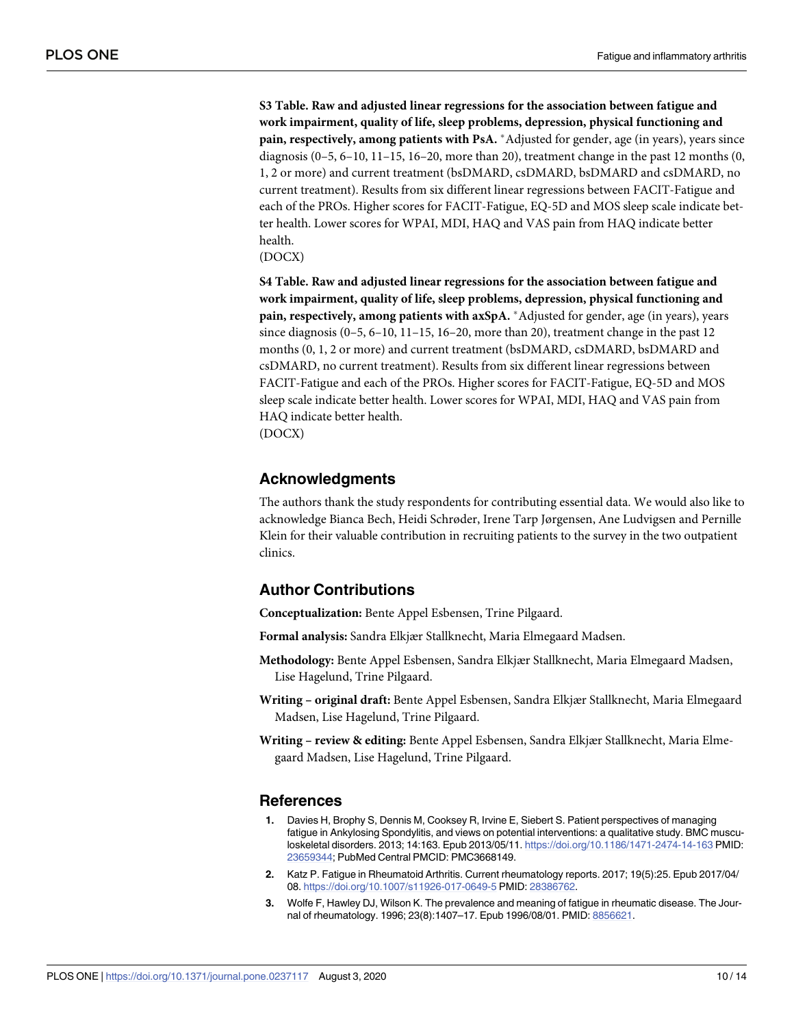**S3 Table. Raw and adjusted linear regressions for the association between fatigue and work impairment, quality of life, sleep problems, depression, physical functioning and pain, respectively, among patients with PsA.** *Adjusted for gender, age (in years), years since diagnosis (0–5, 6–10, 11–15, 16–20, more than 20), treatment change in the past 12 months (0, 1, 2 or more) and current treatment (bsDMARD, csDMARD, bsDMARD and csDMARD, no current treatment). Results from six different linear regressions between FACIT-Fatigue and each of the PROs. Higher scores for FACIT-Fatigue, EQ-5D and MOS sleep scale indicate better health. Lower scores for WPAI, MDI, HAQ and VAS pain from HAQ indicate better health.
(DOCX)

**S4 Table. Raw and adjusted linear regressions for the association between fatigue and work impairment, quality of life, sleep problems, depression, physical functioning and pain, respectively, among patients with axSpA.** *Adjusted for gender, age (in years), years since diagnosis (0–5, 6–10, 11–15, 16–20, more than 20), treatment change in the past 12 months (0, 1, 2 or more) and current treatment (bsDMARD, csDMARD, bsDMARD and csDMARD, no current treatment). Results from six different linear regressions between FACIT-Fatigue and each of the PROs. Higher scores for FACIT-Fatigue, EQ-5D and MOS sleep scale indicate better health. Lower scores for WPAI, MDI, HAQ and VAS pain from HAQ indicate better health.
(DOCX)

## Acknowledgments

The authors thank the study respondents for contributing essential data. We would also like to acknowledge Bianca Bech, Heidi Schrøder, Irene Tarp Jørgensen, Ane Ludvigsen and Pernille Klein for their valuable contribution in recruiting patients to the survey in the two outpatient clinics.

## Author Contributions

**Conceptualization:** Bente Appel Esbensen, Trine Pilgaard.

**Formal analysis:** Sandra Elkjær Stallknecht, Maria Elmegaard Madsen.

**Methodology:** Bente Appel Esbensen, Sandra Elkjær Stallknecht, Maria Elmegaard Madsen, Lise Hagelund, Trine Pilgaard.

**Writing – original draft:** Bente Appel Esbensen, Sandra Elkjær Stallknecht, Maria Elmegaard Madsen, Lise Hagelund, Trine Pilgaard.

**Writing – review & editing:** Bente Appel Esbensen, Sandra Elkjær Stallknecht, Maria Elmegaard Madsen, Lise Hagelund, Trine Pilgaard.

## References

1. Davies H, Brophy S, Dennis M, Cooksey R, Irvine E, Siebert S. Patient perspectives of managing fatigue in Ankylosing Spondylitis, and views on potential interventions: a qualitative study. BMC musculoskeletal disorders. 2013; 14:163. Epub 2013/05/11. https://doi.org/10.1186/1471-2474-14-163 PMID: 23659344; PubMed Central PMCID: PMC3668149.
2. Katz P. Fatigue in Rheumatoid Arthritis. Current rheumatology reports. 2017; 19(5):25. Epub 2017/04/08. https://doi.org/10.1007/s11926-017-0649-5 PMID: 28386762.
3. Wolfe F, Hawley DJ, Wilson K. The prevalence and meaning of fatigue in rheumatic disease. The Journal of rheumatology. 1996; 23(8):1407–17. Epub 1996/08/01. PMID: 8856621.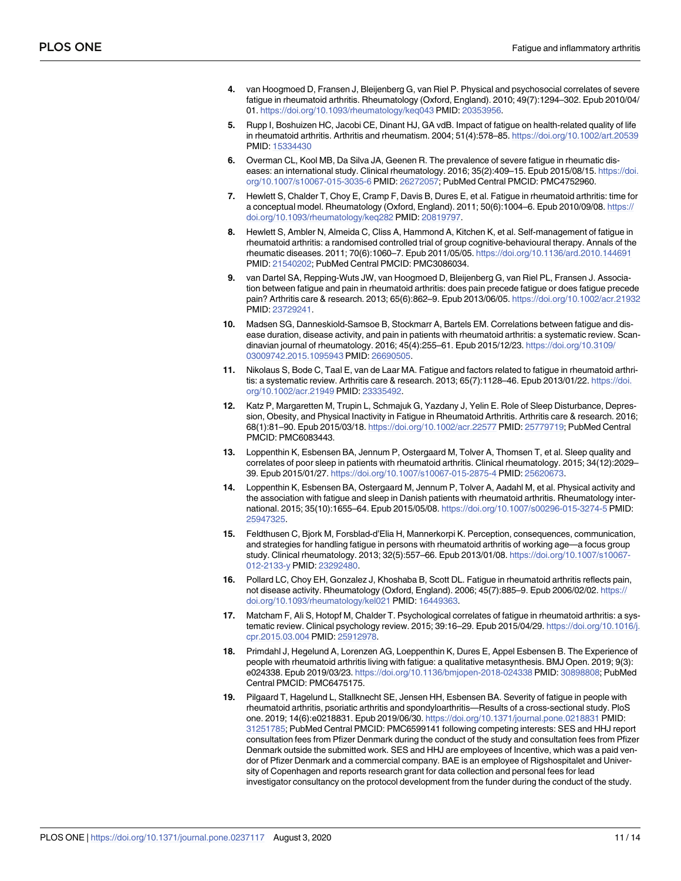4. van Hoogmoed D, Fransen J, Bleijenberg G, van Riel P. Physical and psychosocial correlates of severe fatigue in rheumatoid arthritis. Rheumatology (Oxford, England). 2010; 49(7):1294–302. Epub 2010/04/01. https://doi.org/10.1093/rheumatology/keq043 PMID: 20353956.

5. Rupp I, Boshuizen HC, Jacobi CE, Dinant HJ, GA vdB. Impact of fatigue on health-related quality of life in rheumatoid arthritis. Arthritis and rheumatism. 2004; 51(4):578–85. https://doi.org/10.1002/art.20539 PMID: 15334430

6. Overman CL, Kool MB, Da Silva JA, Geenen R. The prevalence of severe fatigue in rheumatic diseases: an international study. Clinical rheumatology. 2016; 35(2):409–15. Epub 2015/08/15. https://doi.org/10.1007/s10067-015-3035-6 PMID: 26272057; PubMed Central PMCID: PMC4752960.

7. Hewlett S, Chalder T, Choy E, Cramp F, Davis B, Dures E, et al. Fatigue in rheumatoid arthritis: time for a conceptual model. Rheumatology (Oxford, England). 2011; 50(6):1004–6. Epub 2010/09/08. https://doi.org/10.1093/rheumatology/keq282 PMID: 20819797.

8. Hewlett S, Ambler N, Almeida C, Cliss A, Hammond A, Kitchen K, et al. Self-management of fatigue in rheumatoid arthritis: a randomised controlled trial of group cognitive-behavioural therapy. Annals of the rheumatic diseases. 2011; 70(6):1060–7. Epub 2011/05/05. https://doi.org/10.1136/ard.2010.144691 PMID: 21540202; PubMed Central PMCID: PMC3086034.

9. van Dartel SA, Repping-Wuts JW, van Hoogmoed D, Bleijenberg G, van Riel PL, Fransen J. Association between fatigue and pain in rheumatoid arthritis: does pain precede fatigue or does fatigue precede pain? Arthritis care & research. 2013; 65(6):862–9. Epub 2013/06/05. https://doi.org/10.1002/acr.21932 PMID: 23729241.

10. Madsen SG, Danneskiold-Samsoe B, Stockmarr A, Bartels EM. Correlations between fatigue and disease duration, disease activity, and pain in patients with rheumatoid arthritis: a systematic review. Scandinavian journal of rheumatology. 2016; 45(4):255–61. Epub 2015/12/23. https://doi.org/10.3109/03009742.2015.1095943 PMID: 26690505.

11. Nikolaus S, Bode C, Taal E, van de Laar MA. Fatigue and factors related to fatigue in rheumatoid arthritis: a systematic review. Arthritis care & research. 2013; 65(7):1128–46. Epub 2013/01/22. https://doi.org/10.1002/acr.21949 PMID: 23335492.

12. Katz P, Margaretten M, Trupin L, Schmajuk G, Yazdany J, Yelin E. Role of Sleep Disturbance, Depression, Obesity, and Physical Inactivity in Fatigue in Rheumatoid Arthritis. Arthritis care & research. 2016; 68(1):81–90. Epub 2015/03/18. https://doi.org/10.1002/acr.22577 PMID: 25779719; PubMed Central PMCID: PMC6083443.

13. Loppenthin K, Esbensen BA, Jennum P, Ostergaard M, Tolver A, Thomsen T, et al. Sleep quality and correlates of poor sleep in patients with rheumatoid arthritis. Clinical rheumatology. 2015; 34(12):2029–39. Epub 2015/01/27. https://doi.org/10.1007/s10067-015-2875-4 PMID: 25620673.

14. Loppenthin K, Esbensen BA, Ostergaard M, Jennum P, Tolver A, Aadahl M, et al. Physical activity and the association with fatigue and sleep in Danish patients with rheumatoid arthritis. Rheumatology international. 2015; 35(10):1655–64. Epub 2015/05/08. https://doi.org/10.1007/s00296-015-3274-5 PMID: 25947325.

15. Feldthusen C, Bjork M, Forsblad-d'Elia H, Mannerkorpi K. Perception, consequences, communication, and strategies for handling fatigue in persons with rheumatoid arthritis of working age—a focus group study. Clinical rheumatology. 2013; 32(5):557–66. Epub 2013/01/08. https://doi.org/10.1007/s10067-012-2133-y PMID: 23292480.

16. Pollard LC, Choy EH, Gonzalez J, Khoshaba B, Scott DL. Fatigue in rheumatoid arthritis reflects pain, not disease activity. Rheumatology (Oxford, England). 2006; 45(7):885–9. Epub 2006/02/02. https://doi.org/10.1093/rheumatology/kel021 PMID: 16449363.

17. Matcham F, Ali S, Hotopf M, Chalder T. Psychological correlates of fatigue in rheumatoid arthritis: a systematic review. Clinical psychology review. 2015; 39:16–29. Epub 2015/04/29. https://doi.org/10.1016/j.cpr.2015.03.004 PMID: 25912978.

18. Primdahl J, Hegelund A, Lorenzen AG, Loeppenthin K, Dures E, Appel Esbensen B. The Experience of people with rheumatoid arthritis living with fatigue: a qualitative metasynthesis. BMJ Open. 2019; 9(3):e024338. Epub 2019/03/23. https://doi.org/10.1136/bmjopen-2018-024338 PMID: 30898808; PubMed Central PMCID: PMC6475175.

19. Pilgaard T, Hagelund L, Stallknecht SE, Jensen HH, Esbensen BA. Severity of fatigue in people with rheumatoid arthritis, psoriatic arthritis and spondyloarthritis—Results of a cross-sectional study. PloS one. 2019; 14(6):e0218831. Epub 2019/06/30. https://doi.org/10.1371/journal.pone.0218831 PMID: 31251785; PubMed Central PMCID: PMC6599141 following competing interests: SES and HHJ report consultation fees from Pfizer Denmark during the conduct of the study and consultation fees from Pfizer Denmark outside the submitted work. SES and HHJ are employees of Incentive, which was a paid vendor of Pfizer Denmark and a commercial company. BAE is an employee of Rigshospitalet and University of Copenhagen and reports research grant for data collection and personal fees for lead investigator consultancy on the protocol development from the funder during the conduct of the study.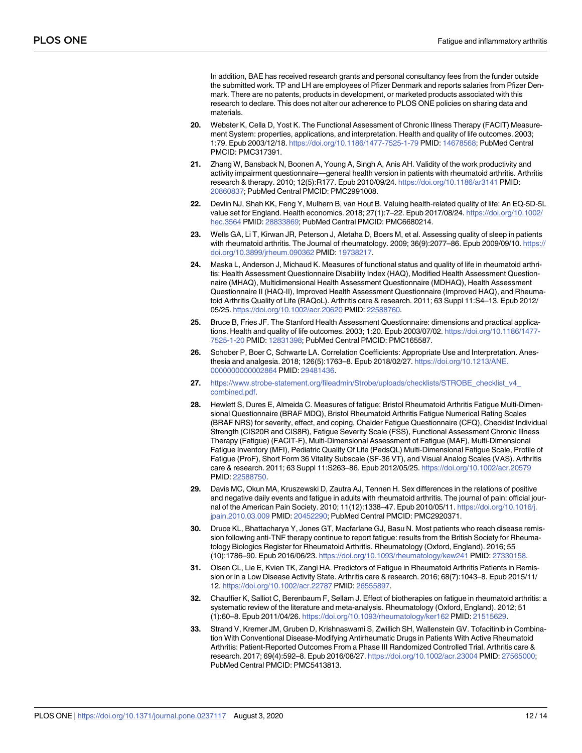In addition, BAE has received research grants and personal consultancy fees from the funder outside the submitted work. TP and LH are employees of Pfizer Denmark and reports salaries from Pfizer Denmark. There are no patents, products in development, or marketed products associated with this research to declare. This does not alter our adherence to PLOS ONE policies on sharing data and materials.

20. Webster K, Cella D, Yost K. The Functional Assessment of Chronic Illness Therapy (FACIT) Measurement System: properties, applications, and interpretation. Health and quality of life outcomes. 2003; 1:79. Epub 2003/12/18. https://doi.org/10.1186/1477-7525-1-79 PMID: 14678568; PubMed Central PMCID: PMC317391.

21. Zhang W, Bansback N, Boonen A, Young A, Singh A, Anis AH. Validity of the work productivity and activity impairment questionnaire—general health version in patients with rheumatoid arthritis. Arthritis research & therapy. 2010; 12(5):R177. Epub 2010/09/24. https://doi.org/10.1186/ar3141 PMID: 20860837; PubMed Central PMCID: PMC2991008.

22. Devlin NJ, Shah KK, Feng Y, Mulhern B, van Hout B. Valuing health-related quality of life: An EQ-5D-5L value set for England. Health economics. 2018; 27(1):7–22. Epub 2017/08/24. https://doi.org/10.1002/hec.3564 PMID: 28833869; PubMed Central PMCID: PMC6680214.

23. Wells GA, Li T, Kirwan JR, Peterson J, Aletaha D, Boers M, et al. Assessing quality of sleep in patients with rheumatoid arthritis. The Journal of rheumatology. 2009; 36(9):2077–86. Epub 2009/09/10. https://doi.org/10.3899/jrheum.090362 PMID: 19738217.

24. Maska L, Anderson J, Michaud K. Measures of functional status and quality of life in rheumatoid arthritis: Health Assessment Questionnaire Disability Index (HAQ), Modified Health Assessment Questionnaire (MHAQ), Multidimensional Health Assessment Questionnaire (MDHAQ), Health Assessment Questionnaire II (HAQ-II), Improved Health Assessment Questionnaire (Improved HAQ), and Rheumatoid Arthritis Quality of Life (RAQoL). Arthritis care & research. 2011; 63 Suppl 11:S4–13. Epub 2012/05/25. https://doi.org/10.1002/acr.20620 PMID: 22588760.

25. Bruce B, Fries JF. The Stanford Health Assessment Questionnaire: dimensions and practical applications. Health and quality of life outcomes. 2003; 1:20. Epub 2003/07/02. https://doi.org/10.1186/1477-7525-1-20 PMID: 12831398; PubMed Central PMCID: PMC165587.

26. Schober P, Boer C, Schwarte LA. Correlation Coefficients: Appropriate Use and Interpretation. Anesthesia and analgesia. 2018; 126(5):1763–8. Epub 2018/02/27. https://doi.org/10.1213/ANE.0000000000002864 PMID: 29481436.

27. https://www.strobe-statement.org/fileadmin/Strobe/uploads/checklists/STROBE_checklist_v4_combined.pdf.

28. Hewlett S, Dures E, Almeida C. Measures of fatigue: Bristol Rheumatoid Arthritis Fatigue Multi-Dimensional Questionnaire (BRAF MDQ), Bristol Rheumatoid Arthritis Fatigue Numerical Rating Scales (BRAF NRS) for severity, effect, and coping, Chalder Fatigue Questionnaire (CFQ), Checklist Individual Strength (CIS20R and CIS8R), Fatigue Severity Scale (FSS), Functional Assessment Chronic Illness Therapy (Fatigue) (FACIT-F), Multi-Dimensional Assessment of Fatigue (MAF), Multi-Dimensional Fatigue Inventory (MFI), Pediatric Quality Of Life (PedsQL) Multi-Dimensional Fatigue Scale, Profile of Fatigue (ProF), Short Form 36 Vitality Subscale (SF-36 VT), and Visual Analog Scales (VAS). Arthritis care & research. 2011; 63 Suppl 11:S263–86. Epub 2012/05/25. https://doi.org/10.1002/acr.20579 PMID: 22588750.

29. Davis MC, Okun MA, Kruszewski D, Zautra AJ, Tennen H. Sex differences in the relations of positive and negative daily events and fatigue in adults with rheumatoid arthritis. The journal of pain: official journal of the American Pain Society. 2010; 11(12):1338–47. Epub 2010/05/11. https://doi.org/10.1016/j.jpain.2010.03.009 PMID: 20452290; PubMed Central PMCID: PMC2920371.

30. Druce KL, Bhattacharya Y, Jones GT, Macfarlane GJ, Basu N. Most patients who reach disease remission following anti-TNF therapy continue to report fatigue: results from the British Society for Rheumatology Biologics Register for Rheumatoid Arthritis. Rheumatology (Oxford, England). 2016; 55(10):1786–90. Epub 2016/06/23. https://doi.org/10.1093/rheumatology/kew241 PMID: 27330158.

31. Olsen CL, Lie E, Kvien TK, Zangi HA. Predictors of Fatigue in Rheumatoid Arthritis Patients in Remission or in a Low Disease Activity State. Arthritis care & research. 2016; 68(7):1043–8. Epub 2015/11/12. https://doi.org/10.1002/acr.22787 PMID: 26555897.

32. Chauffier K, Salliot C, Berenbaum F, Sellam J. Effect of biotherapies on fatigue in rheumatoid arthritis: a systematic review of the literature and meta-analysis. Rheumatology (Oxford, England). 2012; 51(1):60–8. Epub 2011/04/26. https://doi.org/10.1093/rheumatology/ker162 PMID: 21515629.

33. Strand V, Kremer JM, Gruben D, Krishnaswami S, Zwillich SH, Wallenstein GV. Tofacitinib in Combination With Conventional Disease-Modifying Antirheumatic Drugs in Patients With Active Rheumatoid Arthritis: Patient-Reported Outcomes From a Phase III Randomized Controlled Trial. Arthritis care & research. 2017; 69(4):592–8. Epub 2016/08/27. https://doi.org/10.1002/acr.23004 PMID: 27565000; PubMed Central PMCID: PMC5413813.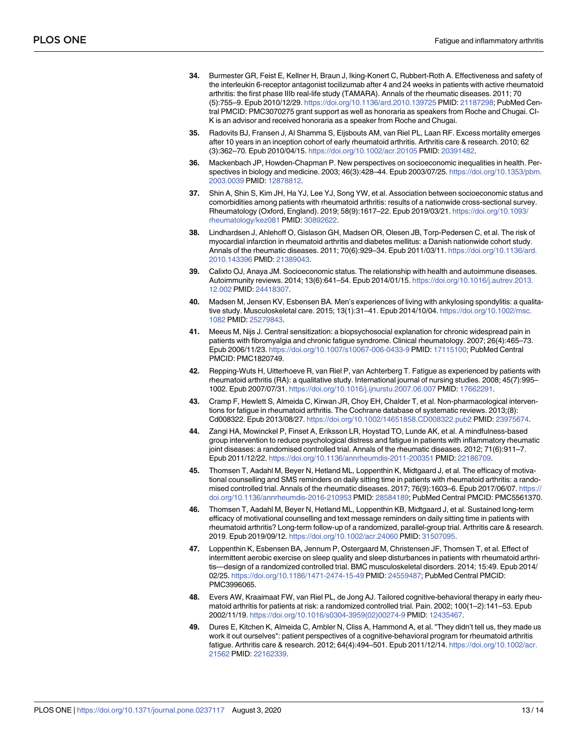34. Burmester GR, Feist E, Kellner H, Braun J, Iking-Konert C, Rubbert-Roth A. Effectiveness and safety of the interleukin 6-receptor antagonist tocilizumab after 4 and 24 weeks in patients with active rheumatoid arthritis: the first phase IIIb real-life study (TAMARA). Annals of the rheumatic diseases. 2011; 70 (5):755–9. Epub 2010/12/29. https://doi.org/10.1136/ard.2010.139725 PMID: 21187298; PubMed Central PMCID: PMC3070275 grant support as well as honoraria as speakers from Roche and Chugai. CI-K is an advisor and received honoraria as a speaker from Roche and Chugai.

35. Radovits BJ, Fransen J, Al Shamma S, Eijsbouts AM, van Riel PL, Laan RF. Excess mortality emerges after 10 years in an inception cohort of early rheumatoid arthritis. Arthritis care & research. 2010; 62 (3):362–70. Epub 2010/04/15. https://doi.org/10.1002/acr.20105 PMID: 20391482.

36. Mackenbach JP, Howden-Chapman P. New perspectives on socioeconomic inequalities in health. Perspectives in biology and medicine. 2003; 46(3):428–44. Epub 2003/07/25. https://doi.org/10.1353/pbm.2003.0039 PMID: 12878812.

37. Shin A, Shin S, Kim JH, Ha YJ, Lee YJ, Song YW, et al. Association between socioeconomic status and comorbidities among patients with rheumatoid arthritis: results of a nationwide cross-sectional survey. Rheumatology (Oxford, England). 2019; 58(9):1617–22. Epub 2019/03/21. https://doi.org/10.1093/rheumatology/kez081 PMID: 30892622.

38. Lindhardsen J, Ahlehoff O, Gislason GH, Madsen OR, Olesen JB, Torp-Pedersen C, et al. The risk of myocardial infarction in rheumatoid arthritis and diabetes mellitus: a Danish nationwide cohort study. Annals of the rheumatic diseases. 2011; 70(6):929–34. Epub 2011/03/11. https://doi.org/10.1136/ard.2010.143396 PMID: 21389043.

39. Calixto OJ, Anaya JM. Socioeconomic status. The relationship with health and autoimmune diseases. Autoimmunity reviews. 2014; 13(6):641–54. Epub 2014/01/15. https://doi.org/10.1016/j.autrev.2013.12.002 PMID: 24418307.

40. Madsen M, Jensen KV, Esbensen BA. Men's experiences of living with ankylosing spondylitis: a qualitative study. Musculoskeletal care. 2015; 13(1):31–41. Epub 2014/10/04. https://doi.org/10.1002/msc.1082 PMID: 25279843.

41. Meeus M, Nijs J. Central sensitization: a biopsychosocial explanation for chronic widespread pain in patients with fibromyalgia and chronic fatigue syndrome. Clinical rheumatology. 2007; 26(4):465–73. Epub 2006/11/23. https://doi.org/10.1007/s10067-006-0433-9 PMID: 17115100; PubMed Central PMCID: PMC1820749.

42. Repping-Wuts H, Uitterhoeve R, van Riel P, van Achterberg T. Fatigue as experienced by patients with rheumatoid arthritis (RA): a qualitative study. International journal of nursing studies. 2008; 45(7):995–1002. Epub 2007/07/31. https://doi.org/10.1016/j.ijnurstu.2007.06.007 PMID: 17662291.

43. Cramp F, Hewlett S, Almeida C, Kirwan JR, Choy EH, Chalder T, et al. Non-pharmacological interventions for fatigue in rheumatoid arthritis. The Cochrane database of systematic reviews. 2013;(8): Cd008322. Epub 2013/08/27. https://doi.org/10.1002/14651858.CD008322.pub2 PMID: 23975674.

44. Zangi HA, Mowinckel P, Finset A, Eriksson LR, Hoystad TO, Lunde AK, et al. A mindfulness-based group intervention to reduce psychological distress and fatigue in patients with inflammatory rheumatic joint diseases: a randomised controlled trial. Annals of the rheumatic diseases. 2012; 71(6):911–7. Epub 2011/12/22. https://doi.org/10.1136/annrheumdis-2011-200351 PMID: 22186709.

45. Thomsen T, Aadahl M, Beyer N, Hetland ML, Loppenthin K, Midtgaard J, et al. The efficacy of motivational counselling and SMS reminders on daily sitting time in patients with rheumatoid arthritis: a randomised controlled trial. Annals of the rheumatic diseases. 2017; 76(9):1603–6. Epub 2017/06/07. https://doi.org/10.1136/annrheumdis-2016-210953 PMID: 28584189; PubMed Central PMCID: PMC5561370.

46. Thomsen T, Aadahl M, Beyer N, Hetland ML, Loppenthin KB, Midtgaard J, et al. Sustained long-term efficacy of motivational counselling and text message reminders on daily sitting time in patients with rheumatoid arthritis? Long-term follow-up of a randomized, parallel-group trial. Arthritis care & research. 2019. Epub 2019/09/12. https://doi.org/10.1002/acr.24060 PMID: 31507095.

47. Loppenthin K, Esbensen BA, Jennum P, Ostergaard M, Christensen JF, Thomsen T, et al. Effect of intermittent aerobic exercise on sleep quality and sleep disturbances in patients with rheumatoid arthritis—design of a randomized controlled trial. BMC musculoskeletal disorders. 2014; 15:49. Epub 2014/02/25. https://doi.org/10.1186/1471-2474-15-49 PMID: 24559487; PubMed Central PMCID: PMC3996065.

48. Evers AW, Kraaimaat FW, van Riel PL, de Jong AJ. Tailored cognitive-behavioral therapy in early rheumatoid arthritis for patients at risk: a randomized controlled trial. Pain. 2002; 100(1–2):141–53. Epub 2002/11/19. https://doi.org/10.1016/s0304-3959(02)00274-9 PMID: 12435467.

49. Dures E, Kitchen K, Almeida C, Ambler N, Cliss A, Hammond A, et al. "They didn't tell us, they made us work it out ourselves": patient perspectives of a cognitive-behavioral program for rheumatoid arthritis fatigue. Arthritis care & research. 2012; 64(4):494–501. Epub 2011/12/14. https://doi.org/10.1002/acr.21562 PMID: 22162339.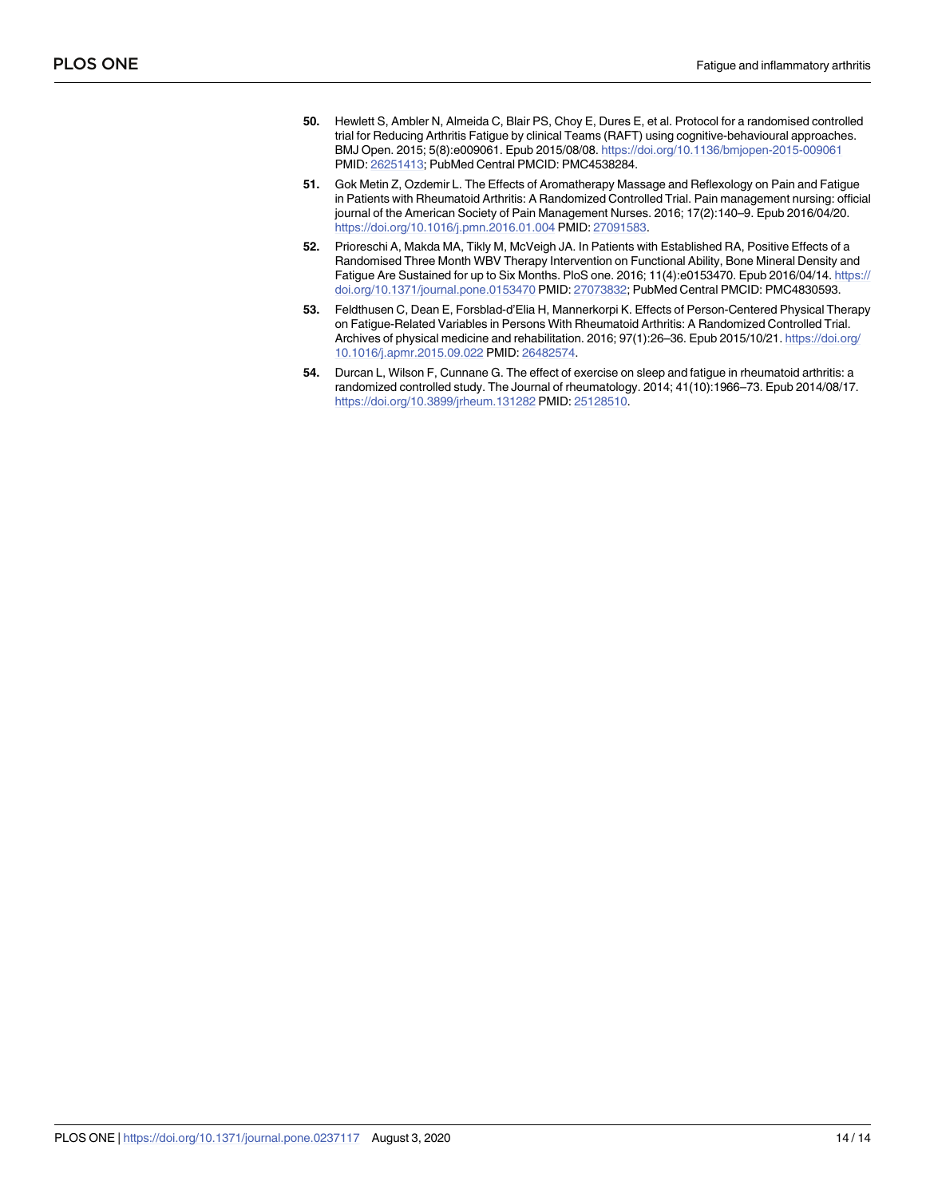50. Hewlett S, Ambler N, Almeida C, Blair PS, Choy E, Dures E, et al. Protocol for a randomised controlled trial for Reducing Arthritis Fatigue by clinical Teams (RAFT) using cognitive-behavioural approaches. BMJ Open. 2015; 5(8):e009061. Epub 2015/08/08. https://doi.org/10.1136/bmjopen-2015-009061 PMID: 26251413; PubMed Central PMCID: PMC4538284.

51. Gok Metin Z, Ozdemir L. The Effects of Aromatherapy Massage and Reflexology on Pain and Fatigue in Patients with Rheumatoid Arthritis: A Randomized Controlled Trial. Pain management nursing: official journal of the American Society of Pain Management Nurses. 2016; 17(2):140–9. Epub 2016/04/20. https://doi.org/10.1016/j.pmn.2016.01.004 PMID: 27091583.

52. Prioreschi A, Makda MA, Tikly M, McVeigh JA. In Patients with Established RA, Positive Effects of a Randomised Three Month WBV Therapy Intervention on Functional Ability, Bone Mineral Density and Fatigue Are Sustained for up to Six Months. PloS one. 2016; 11(4):e0153470. Epub 2016/04/14. https://doi.org/10.1371/journal.pone.0153470 PMID: 27073832; PubMed Central PMCID: PMC4830593.

53. Feldthusen C, Dean E, Forsblad-d'Elia H, Mannerkorpi K. Effects of Person-Centered Physical Therapy on Fatigue-Related Variables in Persons With Rheumatoid Arthritis: A Randomized Controlled Trial. Archives of physical medicine and rehabilitation. 2016; 97(1):26–36. Epub 2015/10/21. https://doi.org/10.1016/j.apmr.2015.09.022 PMID: 26482574.

54. Durcan L, Wilson F, Cunnane G. The effect of exercise on sleep and fatigue in rheumatoid arthritis: a randomized controlled study. The Journal of rheumatology. 2014; 41(10):1966–73. Epub 2014/08/17. https://doi.org/10.3899/jrheum.131282 PMID: 25128510.